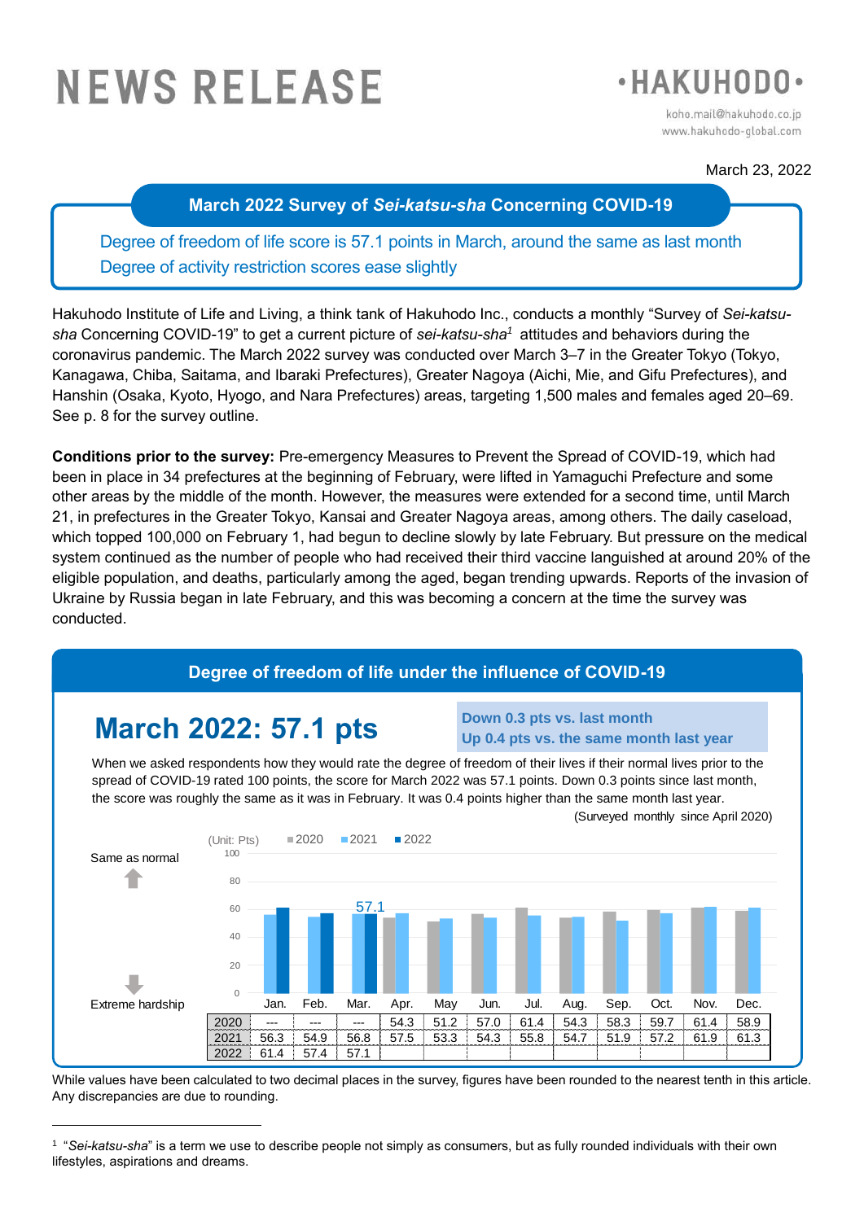# NEWS RELEASE

**•HAKUHODO•**

koho.mail@hakuhodo.co.jp
www.hakuhodo-global.com

March 23, 2022

## March 2022 Survey of *Sei-katsu-sha* Concerning COVID-19

**Degree of freedom of life score is 57.1 points in March, around the same as last month**
**Degree of activity restriction scores ease slightly**

Hakuhodo Institute of Life and Living, a think tank of Hakuhodo Inc., conducts a monthly "Survey of *Sei-katsu-sha* Concerning COVID-19" to get a current picture of *sei-katsu-sha*[1] attitudes and behaviors during the coronavirus pandemic. The March 2022 survey was conducted over March 3–7 in the Greater Tokyo (Tokyo, Kanagawa, Chiba, Saitama, and Ibaraki Prefectures), Greater Nagoya (Aichi, Mie, and Gifu Prefectures), and Hanshin (Osaka, Kyoto, Hyogo, and Nara Prefectures) areas, targeting 1,500 males and females aged 20–69. See p. 8 for the survey outline.

**Conditions prior to the survey:** Pre-emergency Measures to Prevent the Spread of COVID-19, which had been in place in 34 prefectures at the beginning of February, were lifted in Yamaguchi Prefecture and some other areas by the middle of the month. However, the measures were extended for a second time, until March 21, in prefectures in the Greater Tokyo, Kansai and Greater Nagoya areas, among others. The daily caseload, which topped 100,000 on February 1, had begun to decline slowly by late February. But pressure on the medical system continued as the number of people who had received their third vaccine languished at around 20% of the eligible population, and deaths, particularly among the aged, began trending upwards. Reports of the invasion of Ukraine by Russia began in late February, and this was becoming a concern at the time the survey was conducted.

## Degree of freedom of life under the influence of COVID-19

### March 2022: 57.1 pts

**Down 0.3 pts vs. last month**
**Up 0.4 pts vs. the same month last year**

When we asked respondents how they would rate the degree of freedom of their lives if their normal lives prior to the spread of COVID-19 rated 100 points, the score for March 2022 was 57.1 points. Down 0.3 points since last month, the score was roughly the same as it was in February. It was 0.4 points higher than the same month last year.

(Surveyed monthly since April 2020)

(Unit: Pts) — 100 = Same as normal; 0 = Extreme hardship

| | Jan. | Feb. | Mar. | Apr. | May | Jun. | Jul. | Aug. | Sep. | Oct. | Nov. | Dec. |
|---|---|---|---|---|---|---|---|---|---|---|---|---|
| 2020 | --- | --- | --- | 54.3 | 51.2 | 57.0 | 61.4 | 54.3 | 58.3 | 59.7 | 61.4 | 58.9 |
| 2021 | 56.3 | 54.9 | 56.8 | 57.5 | 53.3 | 54.3 | 55.8 | 54.7 | 51.9 | 57.2 | 61.9 | 61.3 |
| 2022 | 61.4 | 57.4 | 57.1 | | | | | | | | | |

While values have been calculated to two decimal places in the survey, figures have been rounded to the nearest tenth in this article. Any discrepancies are due to rounding.

---

[1] "*Sei-katsu-sha*" is a term we use to describe people not simply as consumers, but as fully rounded individuals with their own lifestyles, aspirations and dreams.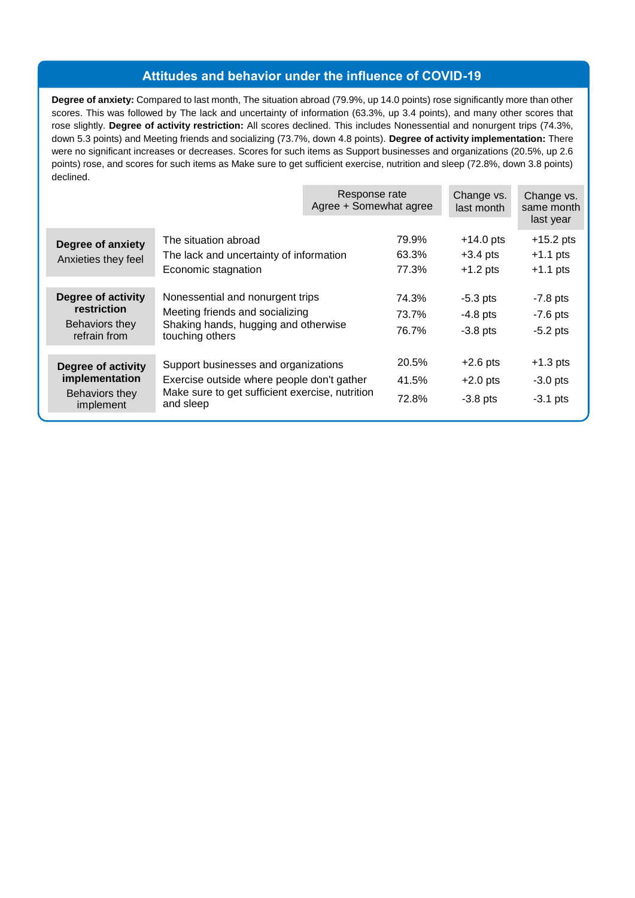## Attitudes and behavior under the influence of COVID-19

**Degree of anxiety:** Compared to last month, The situation abroad (79.9%, up 14.0 points) rose significantly more than other scores. This was followed by The lack and uncertainty of information (63.3%, up 3.4 points), and many other scores that rose slightly. **Degree of activity restriction:** All scores declined. This includes Nonessential and nonurgent trips (74.3%, down 5.3 points) and Meeting friends and socializing (73.7%, down 4.8 points). **Degree of activity implementation:** There were no significant increases or decreases. Scores for such items as Support businesses and organizations (20.5%, up 2.6 points) rose, and scores for such items as Make sure to get sufficient exercise, nutrition and sleep (72.8%, down 3.8 points) declined.

| | | Response rate Agree + Somewhat agree | Change vs. last month | Change vs. same month last year |
|---|---|---|---|---|
| **Degree of anxiety** Anxieties they feel | The situation abroad | 79.9% | +14.0 pts | +15.2 pts |
| | The lack and uncertainty of information | 63.3% | +3.4 pts | +1.1 pts |
| | Economic stagnation | 77.3% | +1.2 pts | +1.1 pts |
| **Degree of activity restriction** Behaviors they refrain from | Nonessential and nonurgent trips | 74.3% | -5.3 pts | -7.8 pts |
| | Meeting friends and socializing | 73.7% | -4.8 pts | -7.6 pts |
| | Shaking hands, hugging and otherwise touching others | 76.7% | -3.8 pts | -5.2 pts |
| **Degree of activity implementation** Behaviors they implement | Support businesses and organizations | 20.5% | +2.6 pts | +1.3 pts |
| | Exercise outside where people don't gather | 41.5% | +2.0 pts | -3.0 pts |
| | Make sure to get sufficient exercise, nutrition and sleep | 72.8% | -3.8 pts | -3.1 pts |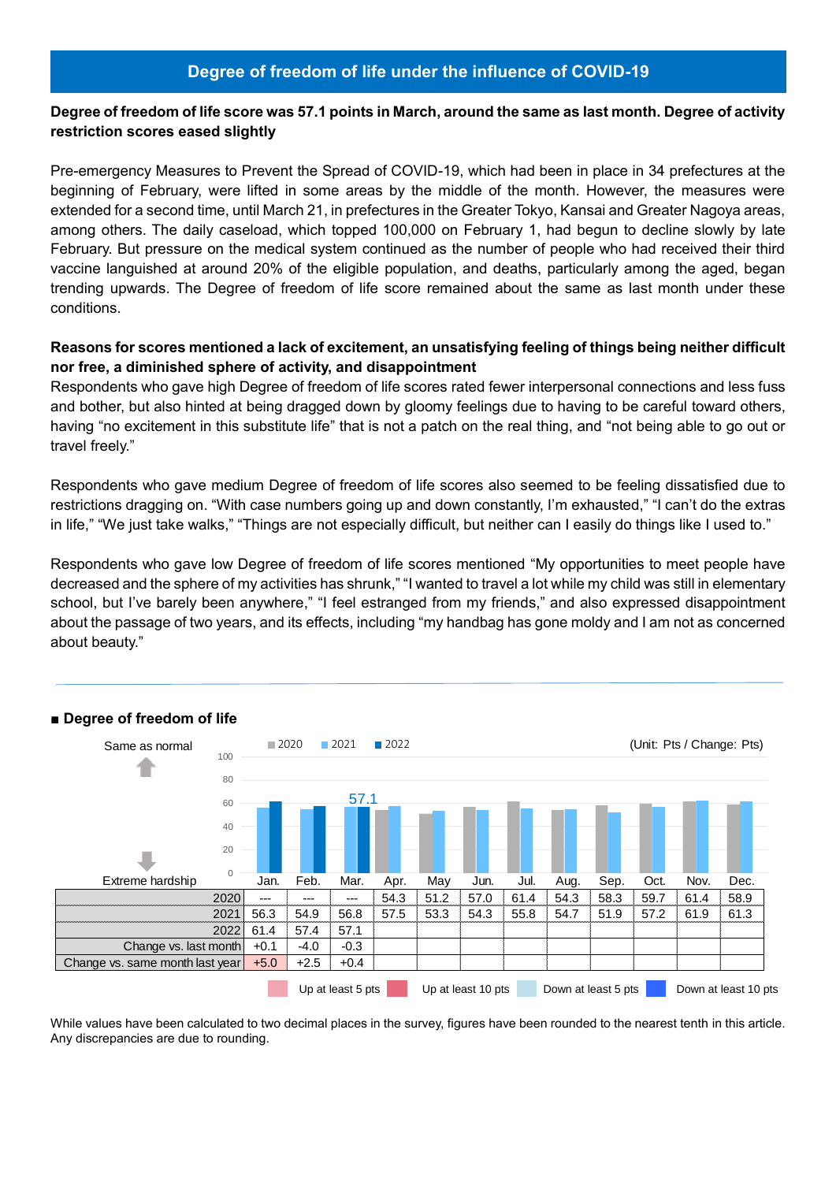## Degree of freedom of life under the influence of COVID-19

**Degree of freedom of life score was 57.1 points in March, around the same as last month. Degree of activity restriction scores eased slightly**

Pre-emergency Measures to Prevent the Spread of COVID-19, which had been in place in 34 prefectures at the beginning of February, were lifted in some areas by the middle of the month. However, the measures were extended for a second time, until March 21, in prefectures in the Greater Tokyo, Kansai and Greater Nagoya areas, among others. The daily caseload, which topped 100,000 on February 1, had begun to decline slowly by late February. But pressure on the medical system continued as the number of people who had received their third vaccine languished at around 20% of the eligible population, and deaths, particularly among the aged, began trending upwards. The Degree of freedom of life score remained about the same as last month under these conditions.

**Reasons for scores mentioned a lack of excitement, an unsatisfying feeling of things being neither difficult nor free, a diminished sphere of activity, and disappointment**

Respondents who gave high Degree of freedom of life scores rated fewer interpersonal connections and less fuss and bother, but also hinted at being dragged down by gloomy feelings due to having to be careful toward others, having "no excitement in this substitute life" that is not a patch on the real thing, and "not being able to go out or travel freely."

Respondents who gave medium Degree of freedom of life scores also seemed to be feeling dissatisfied due to restrictions dragging on. "With case numbers going up and down constantly, I'm exhausted," "I can't do the extras in life," "We just take walks," "Things are not especially difficult, but neither can I easily do things like I used to."

Respondents who gave low Degree of freedom of life scores mentioned "My opportunities to meet people have decreased and the sphere of my activities has shrunk," "I wanted to travel a lot while my child was still in elementary school, but I've barely been anywhere," "I feel estranged from my friends," and also expressed disappointment about the passage of two years, and its effects, including "my handbag has gone moldy and I am not as concerned about beauty."

### ■ Degree of freedom of life

(Unit: Pts / Change: Pts)

Same as normal (100) ↑ … ↓ Extreme hardship (0)

| | Jan. | Feb. | Mar. | Apr. | May | Jun. | Jul. | Aug. | Sep. | Oct. | Nov. | Dec. |
|---|---|---|---|---|---|---|---|---|---|---|---|---|
| 2020 | --- | --- | --- | 54.3 | 51.2 | 57.0 | 61.4 | 54.3 | 58.3 | 59.7 | 61.4 | 58.9 |
| 2021 | 56.3 | 54.9 | 56.8 | 57.5 | 53.3 | 54.3 | 55.8 | 54.7 | 51.9 | 57.2 | 61.9 | 61.3 |
| 2022 | 61.4 | 57.4 | 57.1 | | | | | | | | | |
| Change vs. last month | +0.1 | -4.0 | -0.3 | | | | | | | | | |
| Change vs. same month last year | +5.0 | +2.5 | +0.4 | | | | | | | | | |

Up at least 5 pts / Up at least 10 pts / Down at least 5 pts / Down at least 10 pts

While values have been calculated to two decimal places in the survey, figures have been rounded to the nearest tenth in this article. Any discrepancies are due to rounding.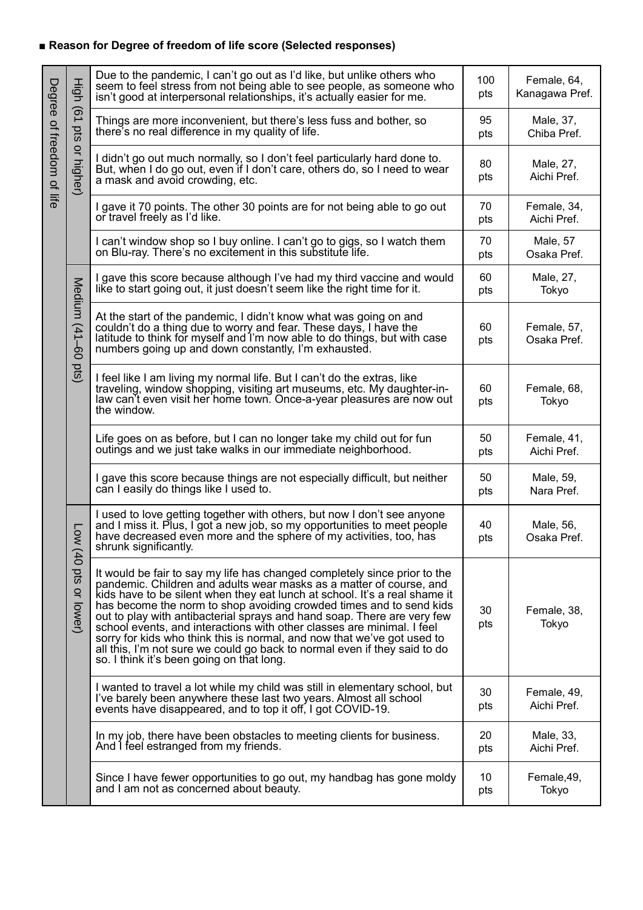■ **Reason for Degree of freedom of life score (Selected responses)**

| | | | | |
|---|---|---|---|---|
| Degree of freedom of life | High (61 pts or higher) | Due to the pandemic, I can't go out as I'd like, but unlike others who seem to feel stress from not being able to see people, as someone who isn't good at interpersonal relationships, it's actually easier for me. | 100 pts | Female, 64, Kanagawa Pref. |
| | | Things are more inconvenient, but there's less fuss and bother, so there's no real difference in my quality of life. | 95 pts | Male, 37, Chiba Pref. |
| | | I didn't go out much normally, so I don't feel particularly hard done to. But, when I do go out, even if I don't care, others do, so I need to wear a mask and avoid crowding, etc. | 80 pts | Male, 27, Aichi Pref. |
| | | I gave it 70 points. The other 30 points are for not being able to go out or travel freely as I'd like. | 70 pts | Female, 34, Aichi Pref. |
| | | I can't window shop so I buy online. I can't go to gigs, so I watch them on Blu-ray. There's no excitement in this substitute life. | 70 pts | Male, 57 Osaka Pref. |
| | Medium (41–60 pts) | I gave this score because although I've had my third vaccine and would like to start going out, it just doesn't seem like the right time for it. | 60 pts | Male, 27, Tokyo |
| | | At the start of the pandemic, I didn't know what was going on and couldn't do a thing due to worry and fear. These days, I have the latitude to think for myself and I'm now able to do things, but with case numbers going up and down constantly, I'm exhausted. | 60 pts | Female, 57, Osaka Pref. |
| | | I feel like I am living my normal life. But I can't do the extras, like traveling, window shopping, visiting art museums, etc. My daughter-in-law can't even visit her home town. Once-a-year pleasures are now out the window. | 60 pts | Female, 68, Tokyo |
| | | Life goes on as before, but I can no longer take my child out for fun outings and we just take walks in our immediate neighborhood. | 50 pts | Female, 41, Aichi Pref. |
| | | I gave this score because things are not especially difficult, but neither can I easily do things like I used to. | 50 pts | Male, 59, Nara Pref. |
| | Low (40 pts or lower) | I used to love getting together with others, but now I don't see anyone and I miss it. Plus, I got a new job, so my opportunities to meet people have decreased even more and the sphere of my activities, too, has shrunk significantly. | 40 pts | Male, 56, Osaka Pref. |
| | | It would be fair to say my life has changed completely since prior to the pandemic. Children and adults wear masks as a matter of course, and kids have to be silent when they eat lunch at school. It's a real shame it has become the norm to shop avoiding crowded times and to send kids out to play with antibacterial sprays and hand soap. There are very few school events, and interactions with other classes are minimal. I feel sorry for kids who think this is normal, and now that we've got used to all this, I'm not sure we could go back to normal even if they said to do so. I think it's been going on that long. | 30 pts | Female, 38, Tokyo |
| | | I wanted to travel a lot while my child was still in elementary school, but I've barely been anywhere these last two years. Almost all school events have disappeared, and to top it off, I got COVID-19. | 30 pts | Female, 49, Aichi Pref. |
| | | In my job, there have been obstacles to meeting clients for business. And I feel estranged from my friends. | 20 pts | Male, 33, Aichi Pref. |
| | | Since I have fewer opportunities to go out, my handbag has gone moldy and I am not as concerned about beauty. | 10 pts | Female,49, Tokyo |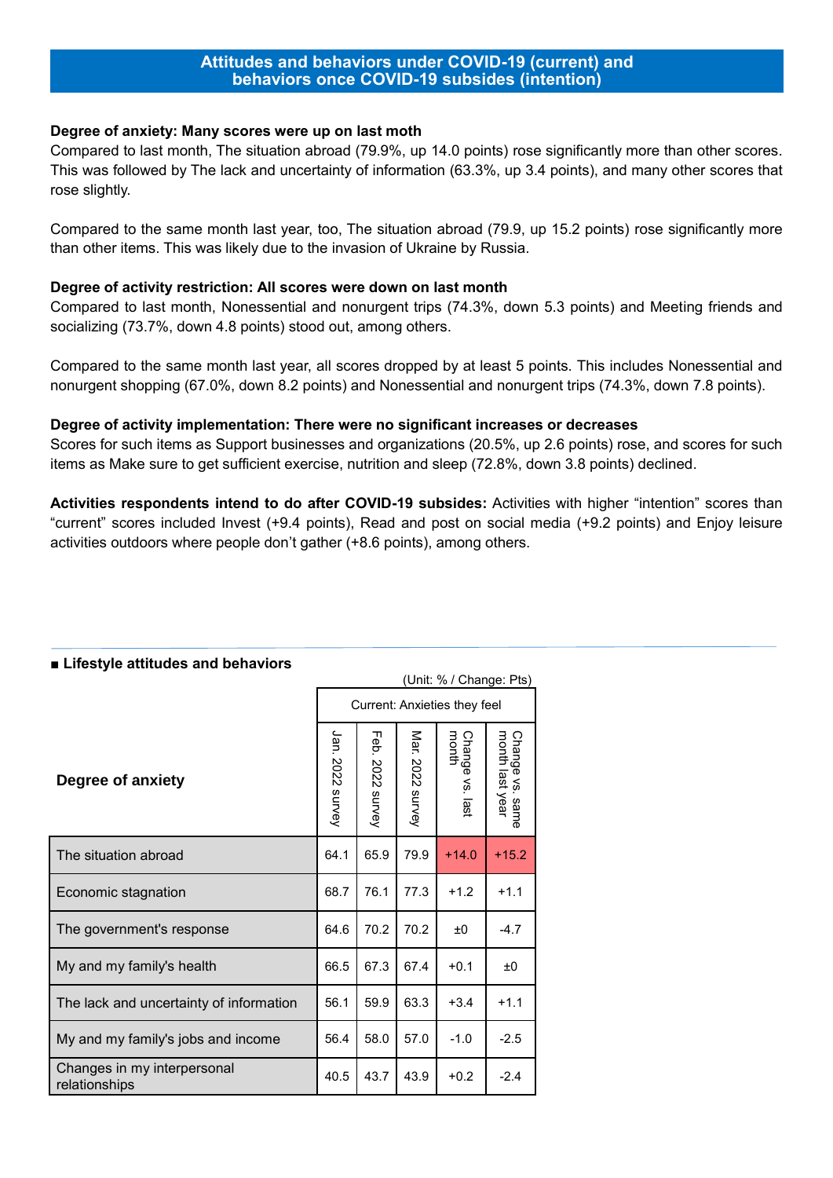## Attitudes and behaviors under COVID-19 (current) and behaviors once COVID-19 subsides (intention)

**Degree of anxiety: Many scores were up on last moth**

Compared to last month, The situation abroad (79.9%, up 14.0 points) rose significantly more than other scores. This was followed by The lack and uncertainty of information (63.3%, up 3.4 points), and many other scores that rose slightly.

Compared to the same month last year, too, The situation abroad (79.9, up 15.2 points) rose significantly more than other items. This was likely due to the invasion of Ukraine by Russia.

**Degree of activity restriction: All scores were down on last month**

Compared to last month, Nonessential and nonurgent trips (74.3%, down 5.3 points) and Meeting friends and socializing (73.7%, down 4.8 points) stood out, among others.

Compared to the same month last year, all scores dropped by at least 5 points. This includes Nonessential and nonurgent shopping (67.0%, down 8.2 points) and Nonessential and nonurgent trips (74.3%, down 7.8 points).

**Degree of activity implementation: There were no significant increases or decreases**

Scores for such items as Support businesses and organizations (20.5%, up 2.6 points) rose, and scores for such items as Make sure to get sufficient exercise, nutrition and sleep (72.8%, down 3.8 points) declined.

**Activities respondents intend to do after COVID-19 subsides:** Activities with higher "intention" scores than "current" scores included Invest (+9.4 points), Read and post on social media (+9.2 points) and Enjoy leisure activities outdoors where people don't gather (+8.6 points), among others.

### ■ Lifestyle attitudes and behaviors

(Unit: % / Change: Pts)

| Degree of anxiety | Current: Anxieties they feel | | | | |
|---|---|---|---|---|---|
| | Jan. 2022 survey | Feb. 2022 survey | Mar. 2022 survey | Change vs. last month | Change vs. same month last year |
| The situation abroad | 64.1 | 65.9 | 79.9 | +14.0 | +15.2 |
| Economic stagnation | 68.7 | 76.1 | 77.3 | +1.2 | +1.1 |
| The government's response | 64.6 | 70.2 | 70.2 | ±0 | -4.7 |
| My and my family's health | 66.5 | 67.3 | 67.4 | +0.1 | ±0 |
| The lack and uncertainty of information | 56.1 | 59.9 | 63.3 | +3.4 | +1.1 |
| My and my family's jobs and income | 56.4 | 58.0 | 57.0 | -1.0 | -2.5 |
| Changes in my interpersonal relationships | 40.5 | 43.7 | 43.9 | +0.2 | -2.4 |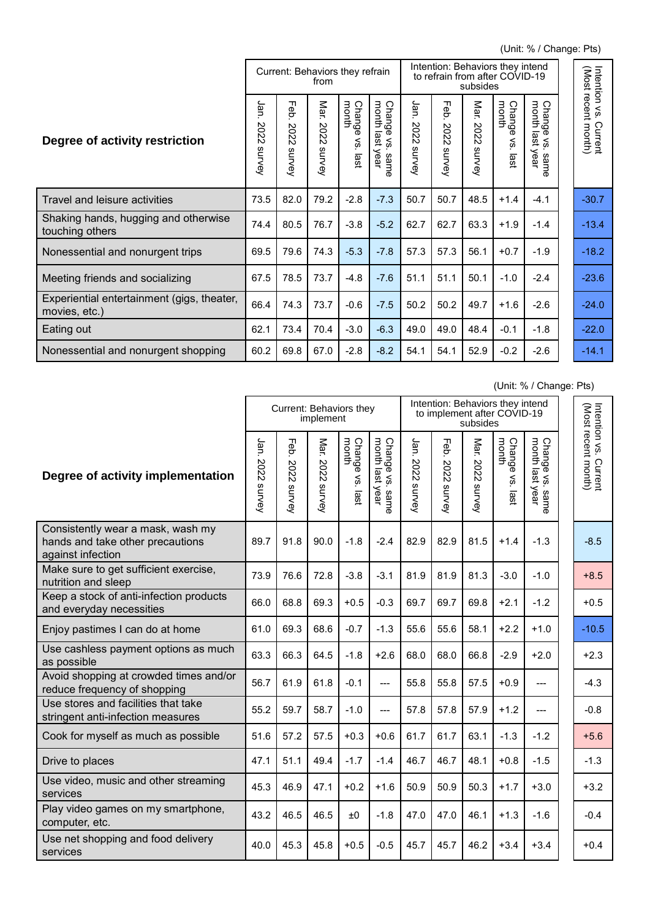(Unit: % / Change: Pts)

| Degree of activity restriction | Current: Behaviors they refrain from | | | | | Intention: Behaviors they intend to refrain from after COVID-19 subsides | | | | | Intention vs. Current (Most recent month) |
|---|---|---|---|---|---|---|---|---|---|---|---|
| | Jan. 2022 survey | Feb. 2022 survey | Mar. 2022 survey | Change vs. last month | Change vs. same month last year | Jan. 2022 survey | Feb. 2022 survey | Mar. 2022 survey | Change vs. last month | Change vs. same month last year | |
| Travel and leisure activities | 73.5 | 82.0 | 79.2 | -2.8 | -7.3 | 50.7 | 50.7 | 48.5 | +1.4 | -4.1 | -30.7 |
| Shaking hands, hugging and otherwise touching others | 74.4 | 80.5 | 76.7 | -3.8 | -5.2 | 62.7 | 62.7 | 63.3 | +1.9 | -1.4 | -13.4 |
| Nonessential and nonurgent trips | 69.5 | 79.6 | 74.3 | -5.3 | -7.8 | 57.3 | 57.3 | 56.1 | +0.7 | -1.9 | -18.2 |
| Meeting friends and socializing | 67.5 | 78.5 | 73.7 | -4.8 | -7.6 | 51.1 | 51.1 | 50.1 | -1.0 | -2.4 | -23.6 |
| Experiential entertainment (gigs, theater, movies, etc.) | 66.4 | 74.3 | 73.7 | -0.6 | -7.5 | 50.2 | 50.2 | 49.7 | +1.6 | -2.6 | -24.0 |
| Eating out | 62.1 | 73.4 | 70.4 | -3.0 | -6.3 | 49.0 | 49.0 | 48.4 | -0.1 | -1.8 | -22.0 |
| Nonessential and nonurgent shopping | 60.2 | 69.8 | 67.0 | -2.8 | -8.2 | 54.1 | 54.1 | 52.9 | -0.2 | -2.6 | -14.1 |

(Unit: % / Change: Pts)

| Degree of activity implementation | Current: Behaviors they implement | | | | | Intention: Behaviors they intend to implement after COVID-19 subsides | | | | | Intention vs. Current (Most recent month) |
|---|---|---|---|---|---|---|---|---|---|---|---|
| | Jan. 2022 survey | Feb. 2022 survey | Mar. 2022 survey | Change vs. last month | Change vs. same month last year | Jan. 2022 survey | Feb. 2022 survey | Mar. 2022 survey | Change vs. last month | Change vs. same month last year | |
| Consistently wear a mask, wash my hands and take other precautions against infection | 89.7 | 91.8 | 90.0 | -1.8 | -2.4 | 82.9 | 82.9 | 81.5 | +1.4 | -1.3 | -8.5 |
| Make sure to get sufficient exercise, nutrition and sleep | 73.9 | 76.6 | 72.8 | -3.8 | -3.1 | 81.9 | 81.9 | 81.3 | -3.0 | -1.0 | +8.5 |
| Keep a stock of anti-infection products and everyday necessities | 66.0 | 68.8 | 69.3 | +0.5 | -0.3 | 69.7 | 69.7 | 69.8 | +2.1 | -1.2 | +0.5 |
| Enjoy pastimes I can do at home | 61.0 | 69.3 | 68.6 | -0.7 | -1.3 | 55.6 | 55.6 | 58.1 | +2.2 | +1.0 | -10.5 |
| Use cashless payment options as much as possible | 63.3 | 66.3 | 64.5 | -1.8 | +2.6 | 68.0 | 68.0 | 66.8 | -2.9 | +2.0 | +2.3 |
| Avoid shopping at crowded times and/or reduce frequency of shopping | 56.7 | 61.9 | 61.8 | -0.1 | --- | 55.8 | 55.8 | 57.5 | +0.9 | --- | -4.3 |
| Use stores and facilities that take stringent anti-infection measures | 55.2 | 59.7 | 58.7 | -1.0 | --- | 57.8 | 57.8 | 57.9 | +1.2 | --- | -0.8 |
| Cook for myself as much as possible | 51.6 | 57.2 | 57.5 | +0.3 | +0.6 | 61.7 | 61.7 | 63.1 | -1.3 | -1.2 | +5.6 |
| Drive to places | 47.1 | 51.1 | 49.4 | -1.7 | -1.4 | 46.7 | 46.7 | 48.1 | +0.8 | -1.5 | -1.3 |
| Use video, music and other streaming services | 45.3 | 46.9 | 47.1 | +0.2 | +1.6 | 50.9 | 50.9 | 50.3 | +1.7 | +3.0 | +3.2 |
| Play video games on my smartphone, computer, etc. | 43.2 | 46.5 | 46.5 | ±0 | -1.8 | 47.0 | 47.0 | 46.1 | +1.3 | -1.6 | -0.4 |
| Use net shopping and food delivery services | 40.0 | 45.3 | 45.8 | +0.5 | -0.5 | 45.7 | 45.7 | 46.2 | +3.4 | +3.4 | +0.4 |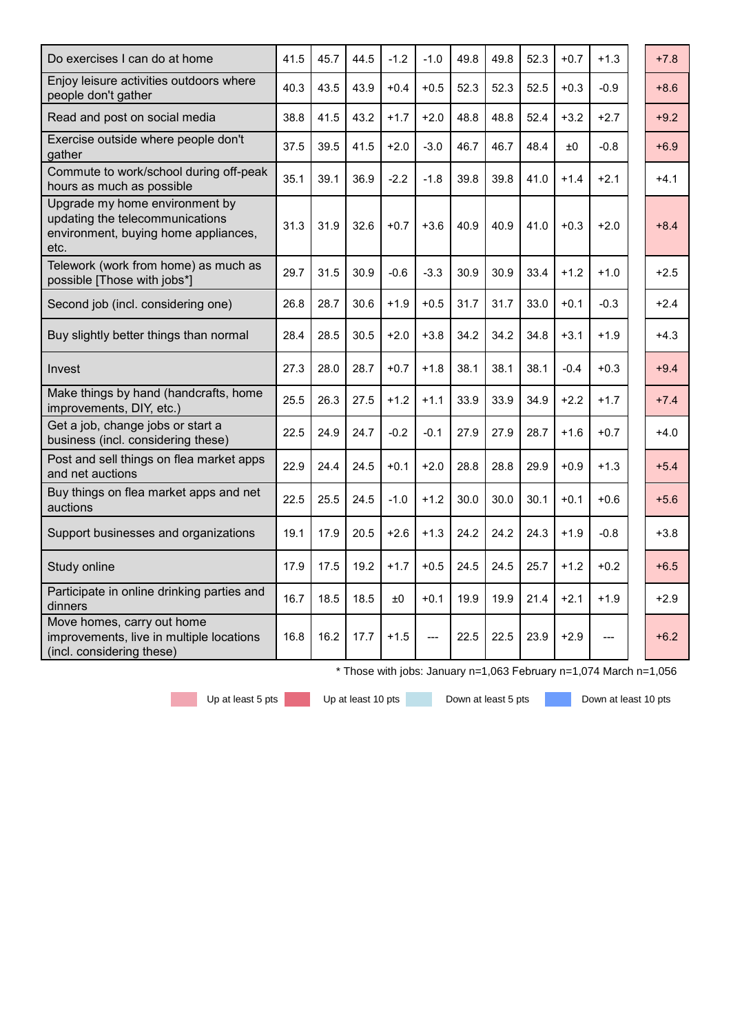| Do exercises I can do at home | 41.5 | 45.7 | 44.5 | -1.2 | -1.0 | 49.8 | 49.8 | 52.3 | +0.7 | +1.3 | | +7.8 |
|---|---|---|---|---|---|---|---|---|---|---|---|---|
| Enjoy leisure activities outdoors where people don't gather | 40.3 | 43.5 | 43.9 | +0.4 | +0.5 | 52.3 | 52.3 | 52.5 | +0.3 | -0.9 | | +8.6 |
| Read and post on social media | 38.8 | 41.5 | 43.2 | +1.7 | +2.0 | 48.8 | 48.8 | 52.4 | +3.2 | +2.7 | | +9.2 |
| Exercise outside where people don't gather | 37.5 | 39.5 | 41.5 | +2.0 | -3.0 | 46.7 | 46.7 | 48.4 | ±0 | -0.8 | | +6.9 |
| Commute to work/school during off-peak hours as much as possible | 35.1 | 39.1 | 36.9 | -2.2 | -1.8 | 39.8 | 39.8 | 41.0 | +1.4 | +2.1 | | +4.1 |
| Upgrade my home environment by updating the telecommunications environment, buying home appliances, etc. | 31.3 | 31.9 | 32.6 | +0.7 | +3.6 | 40.9 | 40.9 | 41.0 | +0.3 | +2.0 | | +8.4 |
| Telework (work from home) as much as possible [Those with jobs*] | 29.7 | 31.5 | 30.9 | -0.6 | -3.3 | 30.9 | 30.9 | 33.4 | +1.2 | +1.0 | | +2.5 |
| Second job (incl. considering one) | 26.8 | 28.7 | 30.6 | +1.9 | +0.5 | 31.7 | 31.7 | 33.0 | +0.1 | -0.3 | | +2.4 |
| Buy slightly better things than normal | 28.4 | 28.5 | 30.5 | +2.0 | +3.8 | 34.2 | 34.2 | 34.8 | +3.1 | +1.9 | | +4.3 |
| Invest | 27.3 | 28.0 | 28.7 | +0.7 | +1.8 | 38.1 | 38.1 | 38.1 | -0.4 | +0.3 | | +9.4 |
| Make things by hand (handcrafts, home improvements, DIY, etc.) | 25.5 | 26.3 | 27.5 | +1.2 | +1.1 | 33.9 | 33.9 | 34.9 | +2.2 | +1.7 | | +7.4 |
| Get a job, change jobs or start a business (incl. considering these) | 22.5 | 24.9 | 24.7 | -0.2 | -0.1 | 27.9 | 27.9 | 28.7 | +1.6 | +0.7 | | +4.0 |
| Post and sell things on flea market apps and net auctions | 22.9 | 24.4 | 24.5 | +0.1 | +2.0 | 28.8 | 28.8 | 29.9 | +0.9 | +1.3 | | +5.4 |
| Buy things on flea market apps and net auctions | 22.5 | 25.5 | 24.5 | -1.0 | +1.2 | 30.0 | 30.0 | 30.1 | +0.1 | +0.6 | | +5.6 |
| Support businesses and organizations | 19.1 | 17.9 | 20.5 | +2.6 | +1.3 | 24.2 | 24.2 | 24.3 | +1.9 | -0.8 | | +3.8 |
| Study online | 17.9 | 17.5 | 19.2 | +1.7 | +0.5 | 24.5 | 24.5 | 25.7 | +1.2 | +0.2 | | +6.5 |
| Participate in online drinking parties and dinners | 16.7 | 18.5 | 18.5 | ±0 | +0.1 | 19.9 | 19.9 | 21.4 | +2.1 | +1.9 | | +2.9 |
| Move homes, carry out home improvements, live in multiple locations (incl. considering these) | 16.8 | 16.2 | 17.7 | +1.5 | --- | 22.5 | 22.5 | 23.9 | +2.9 | --- | | +6.2 |

* Those with jobs: January n=1,063 February n=1,074 March n=1,056

Up at least 5 pts | Up at least 10 pts | Down at least 5 pts | Down at least 10 pts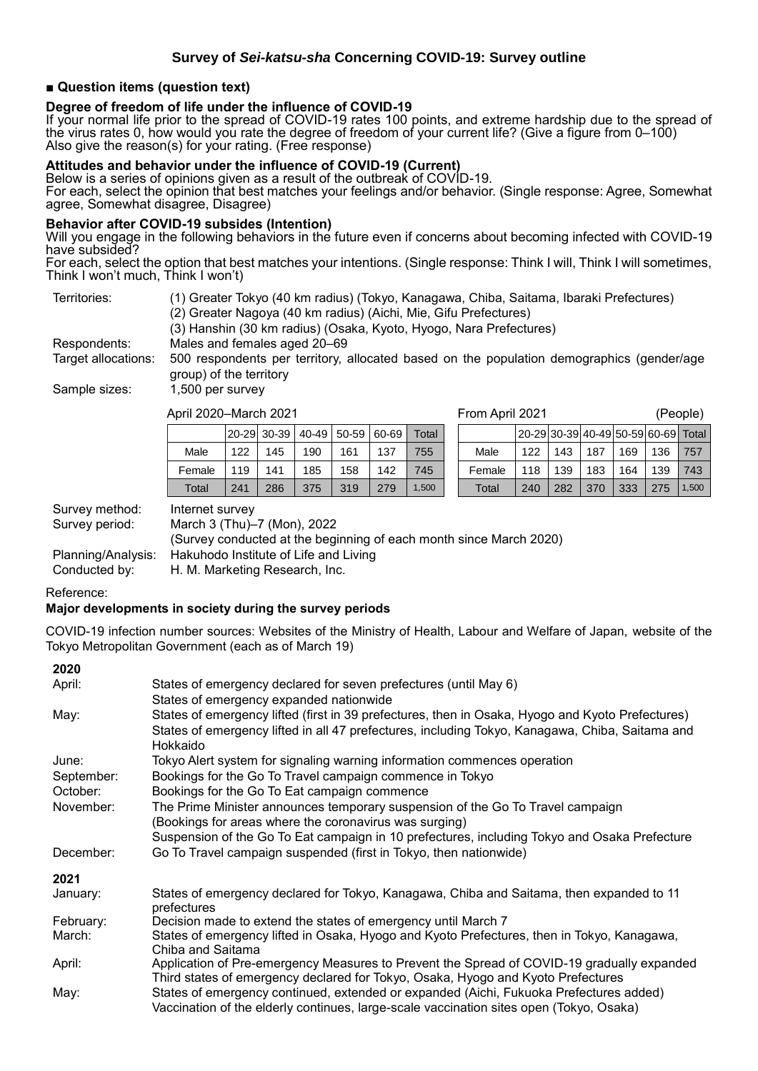# Survey of *Sei-katsu-sha* Concerning COVID-19: Survey outline

## ■ Question items (question text)

### Degree of freedom of life under the influence of COVID-19

If your normal life prior to the spread of COVID-19 rates 100 points, and extreme hardship due to the spread of the virus rates 0, how would you rate the degree of freedom of your current life? (Give a figure from 0–100)
Also give the reason(s) for your rating. (Free response)

### Attitudes and behavior under the influence of COVID-19 (Current)

Below is a series of opinions given as a result of the outbreak of COVID-19.
For each, select the opinion that best matches your feelings and/or behavior. (Single response: Agree, Somewhat agree, Somewhat disagree, Disagree)

### Behavior after COVID-19 subsides (Intention)

Will you engage in the following behaviors in the future even if concerns about becoming infected with COVID-19 have subsided?
For each, select the option that best matches your intentions. (Single response: Think I will, Think I will sometimes, Think I won't much, Think I won't)

Territories: (1) Greater Tokyo (40 km radius) (Tokyo, Kanagawa, Chiba, Saitama, Ibaraki Prefectures)
(2) Greater Nagoya (40 km radius) (Aichi, Mie, Gifu Prefectures)
(3) Hanshin (30 km radius) (Osaka, Kyoto, Hyogo, Nara Prefectures)

Respondents: Males and females aged 20–69

Target allocations: 500 respondents per territory, allocated based on the population demographics (gender/age group) of the territory

Sample sizes: 1,500 per survey

April 2020–March 2021

| | 20-29 | 30-39 | 40-49 | 50-59 | 60-69 | Total |
|---|---|---|---|---|---|---|
| Male | 122 | 145 | 190 | 161 | 137 | 755 |
| Female | 119 | 141 | 185 | 158 | 142 | 745 |
| Total | 241 | 286 | 375 | 319 | 279 | 1,500 |

From April 2021 (People)

| | 20-29 | 30-39 | 40-49 | 50-59 | 60-69 | Total |
|---|---|---|---|---|---|---|
| Male | 122 | 143 | 187 | 169 | 136 | 757 |
| Female | 118 | 139 | 183 | 164 | 139 | 743 |
| Total | 240 | 282 | 370 | 333 | 275 | 1,500 |

Survey method: Internet survey

Survey period: March 3 (Thu)–7 (Mon), 2022
(Survey conducted at the beginning of each month since March 2020)

Planning/Analysis: Hakuhodo Institute of Life and Living

Conducted by: H. M. Marketing Research, Inc.

Reference:

### Major developments in society during the survey periods

COVID-19 infection number sources: Websites of the Ministry of Health, Labour and Welfare of Japan, website of the Tokyo Metropolitan Government (each as of March 19)

**2020**

- April: States of emergency declared for seven prefectures (until May 6)
  States of emergency expanded nationwide
- May: States of emergency lifted (first in 39 prefectures, then in Osaka, Hyogo and Kyoto Prefectures)
  States of emergency lifted in all 47 prefectures, including Tokyo, Kanagawa, Chiba, Saitama and Hokkaido
- June: Tokyo Alert system for signaling warning information commences operation
- September: Bookings for the Go To Travel campaign commence in Tokyo
- October: Bookings for the Go To Eat campaign commence
- November: The Prime Minister announces temporary suspension of the Go To Travel campaign
  (Bookings for areas where the coronavirus was surging)
  Suspension of the Go To Eat campaign in 10 prefectures, including Tokyo and Osaka Prefecture
- December: Go To Travel campaign suspended (first in Tokyo, then nationwide)

**2021**

- January: States of emergency declared for Tokyo, Kanagawa, Chiba and Saitama, then expanded to 11 prefectures
- February: Decision made to extend the states of emergency until March 7
- March: States of emergency lifted in Osaka, Hyogo and Kyoto Prefectures, then in Tokyo, Kanagawa, Chiba and Saitama
- April: Application of Pre-emergency Measures to Prevent the Spread of COVID-19 gradually expanded
  Third states of emergency declared for Tokyo, Osaka, Hyogo and Kyoto Prefectures
- May: States of emergency continued, extended or expanded (Aichi, Fukuoka Prefectures added)
  Vaccination of the elderly continues, large-scale vaccination sites open (Tokyo, Osaka)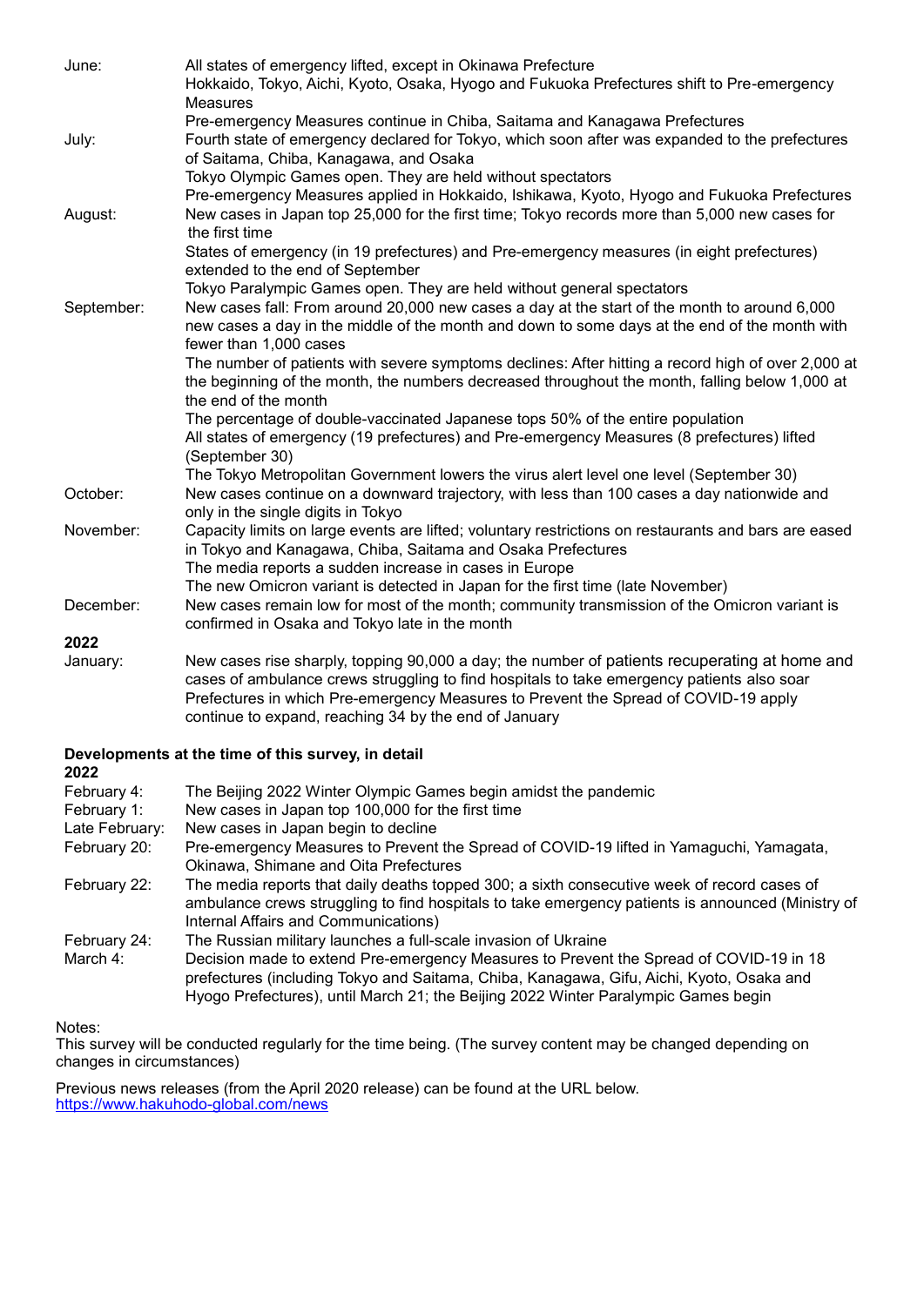| | |
|---|---|
| June: | All states of emergency lifted, except in Okinawa Prefecture<br>Hokkaido, Tokyo, Aichi, Kyoto, Osaka, Hyogo and Fukuoka Prefectures shift to Pre-emergency Measures<br>Pre-emergency Measures continue in Chiba, Saitama and Kanagawa Prefectures |
| July: | Fourth state of emergency declared for Tokyo, which soon after was expanded to the prefectures of Saitama, Chiba, Kanagawa, and Osaka<br>Tokyo Olympic Games open. They are held without spectators<br>Pre-emergency Measures applied in Hokkaido, Ishikawa, Kyoto, Hyogo and Fukuoka Prefectures |
| August: | New cases in Japan top 25,000 for the first time; Tokyo records more than 5,000 new cases for the first time<br>States of emergency (in 19 prefectures) and Pre-emergency measures (in eight prefectures) extended to the end of September<br>Tokyo Paralympic Games open. They are held without general spectators |
| September: | New cases fall: From around 20,000 new cases a day at the start of the month to around 6,000 new cases a day in the middle of the month and down to some days at the end of the month with fewer than 1,000 cases<br>The number of patients with severe symptoms declines: After hitting a record high of over 2,000 at the beginning of the month, the numbers decreased throughout the month, falling below 1,000 at the end of the month<br>The percentage of double-vaccinated Japanese tops 50% of the entire population<br>All states of emergency (19 prefectures) and Pre-emergency Measures (8 prefectures) lifted (September 30)<br>The Tokyo Metropolitan Government lowers the virus alert level one level (September 30) |
| October: | New cases continue on a downward trajectory, with less than 100 cases a day nationwide and only in the single digits in Tokyo |
| November: | Capacity limits on large events are lifted; voluntary restrictions on restaurants and bars are eased in Tokyo and Kanagawa, Chiba, Saitama and Osaka Prefectures<br>The media reports a sudden increase in cases in Europe<br>The new Omicron variant is detected in Japan for the first time (late November) |
| December: | New cases remain low for most of the month; community transmission of the Omicron variant is confirmed in Osaka and Tokyo late in the month |
| **2022** | |
| January: | New cases rise sharply, topping 90,000 a day; the number of patients recuperating at home and cases of ambulance crews struggling to find hospitals to take emergency patients also soar<br>Prefectures in which Pre-emergency Measures to Prevent the Spread of COVID-19 apply continue to expand, reaching 34 by the end of January |

**Developments at the time of this survey, in detail**

**2022**

| | |
|---|---|
| February 4: | The Beijing 2022 Winter Olympic Games begin amidst the pandemic |
| February 1: | New cases in Japan top 100,000 for the first time |
| Late February: | New cases in Japan begin to decline |
| February 20: | Pre-emergency Measures to Prevent the Spread of COVID-19 lifted in Yamaguchi, Yamagata, Okinawa, Shimane and Oita Prefectures |
| February 22: | The media reports that daily deaths topped 300; a sixth consecutive week of record cases of ambulance crews struggling to find hospitals to take emergency patients is announced (Ministry of Internal Affairs and Communications) |
| February 24: | The Russian military launches a full-scale invasion of Ukraine |
| March 4: | Decision made to extend Pre-emergency Measures to Prevent the Spread of COVID-19 in 18 prefectures (including Tokyo and Saitama, Chiba, Kanagawa, Gifu, Aichi, Kyoto, Osaka and Hyogo Prefectures), until March 21; the Beijing 2022 Winter Paralympic Games begin |

Notes:
This survey will be conducted regularly for the time being. (The survey content may be changed depending on changes in circumstances)

Previous news releases (from the April 2020 release) can be found at the URL below.
https://www.hakuhodo-global.com/news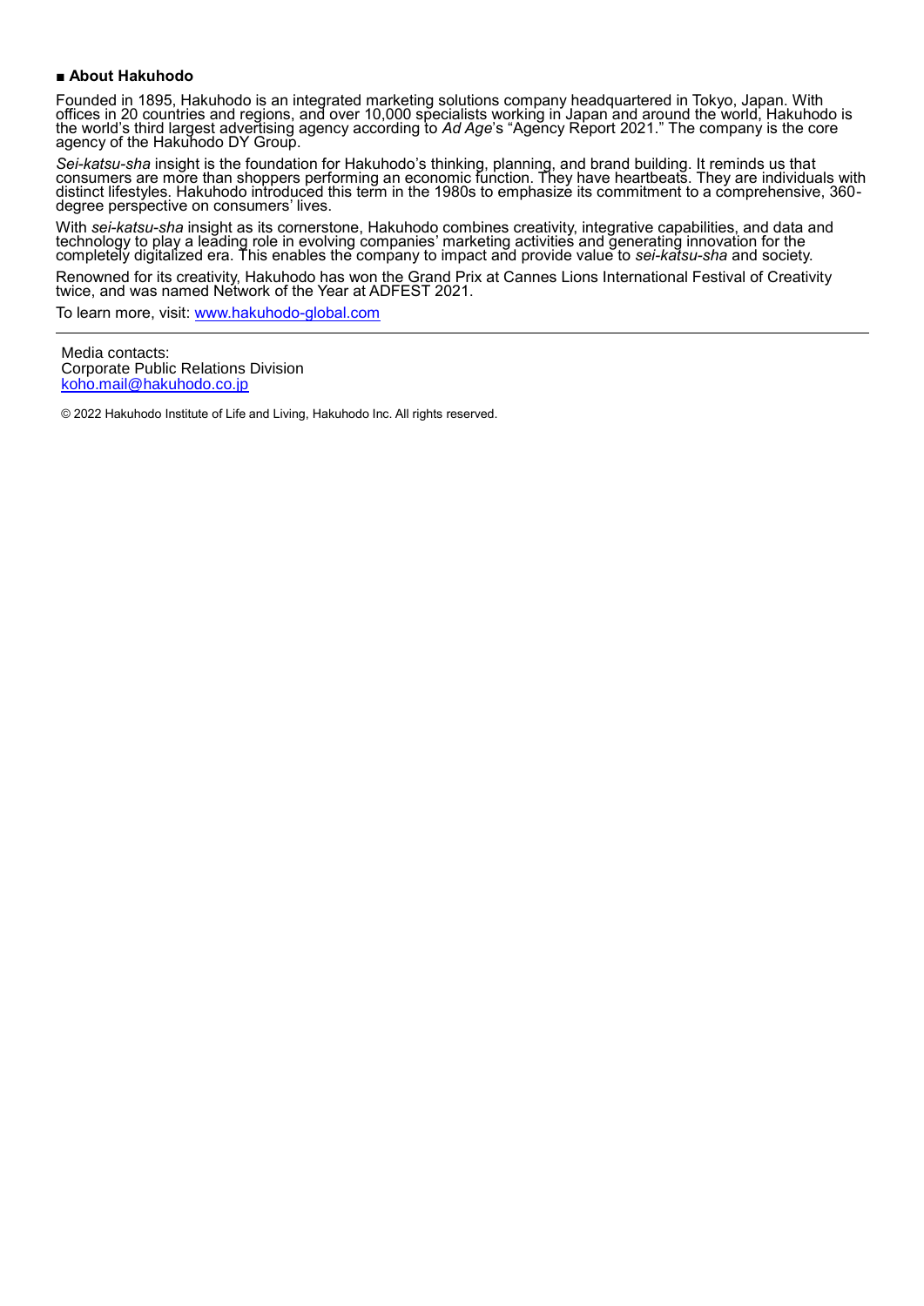**■ About Hakuhodo**

Founded in 1895, Hakuhodo is an integrated marketing solutions company headquartered in Tokyo, Japan. With offices in 20 countries and regions, and over 10,000 specialists working in Japan and around the world, Hakuhodo is the world's third largest advertising agency according to *Ad Age*'s "Agency Report 2021." The company is the core agency of the Hakuhodo DY Group.

*Sei-katsu-sha* insight is the foundation for Hakuhodo's thinking, planning, and brand building. It reminds us that consumers are more than shoppers performing an economic function. They have heartbeats. They are individuals with distinct lifestyles. Hakuhodo introduced this term in the 1980s to emphasize its commitment to a comprehensive, 360-degree perspective on consumers' lives.

With *sei-katsu-sha* insight as its cornerstone, Hakuhodo combines creativity, integrative capabilities, and data and technology to play a leading role in evolving companies' marketing activities and generating innovation for the completely digitalized era. This enables the company to impact and provide value to *sei-katsu-sha* and society.

Renowned for its creativity, Hakuhodo has won the Grand Prix at Cannes Lions International Festival of Creativity twice, and was named Network of the Year at ADFEST 2021.

To learn more, visit: [www.hakuhodo-global.com](http://www.hakuhodo-global.com)

---

Media contacts:
Corporate Public Relations Division
[koho.mail@hakuhodo.co.jp](mailto:koho.mail@hakuhodo.co.jp)

© 2022 Hakuhodo Institute of Life and Living, Hakuhodo Inc. All rights reserved.